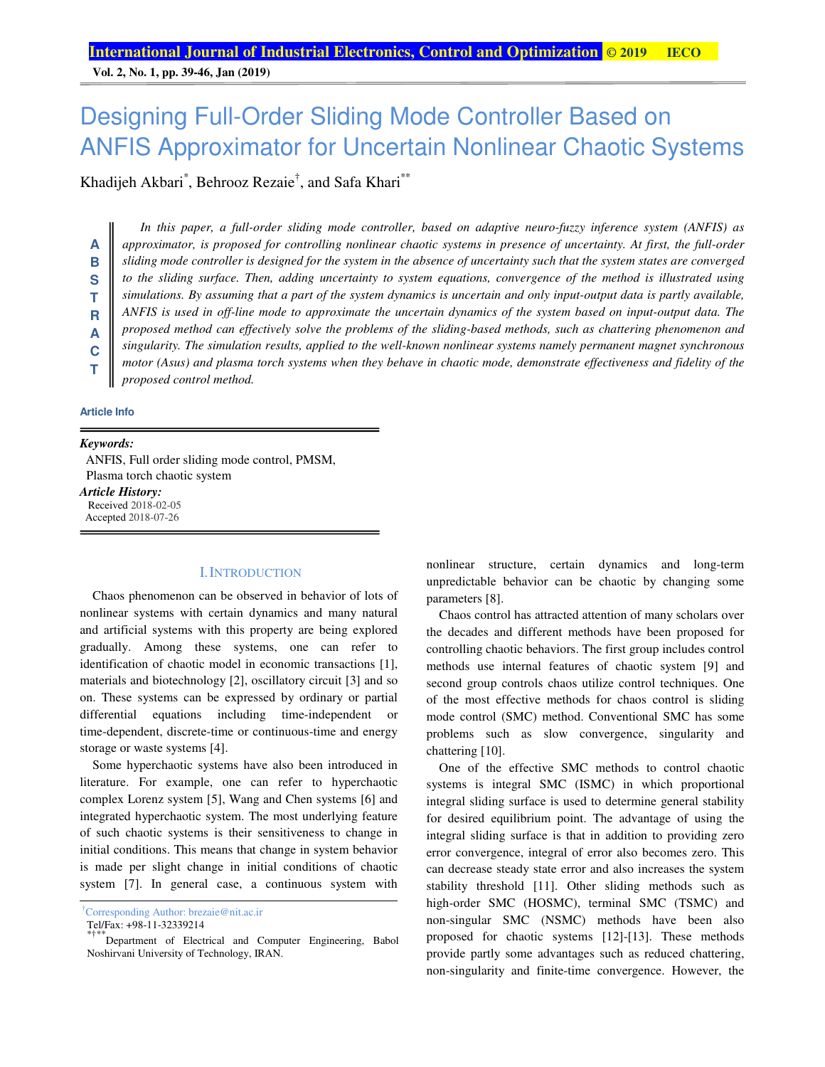# Designing Full-Order Sliding Mode Controller Based on ANFIS Approximator for Uncertain Nonlinear Chaotic Systems

Khadijeh Akbari[*], Behrooz Rezaie[†], and Safa Khari[**]

**ABSTRACT**

*In this paper, a full-order sliding mode controller, based on adaptive neuro-fuzzy inference system (ANFIS) as approximator, is proposed for controlling nonlinear chaotic systems in presence of uncertainty. At first, the full-order sliding mode controller is designed for the system in the absence of uncertainty such that the system states are converged to the sliding surface. Then, adding uncertainty to system equations, convergence of the method is illustrated using simulations. By assuming that a part of the system dynamics is uncertain and only input-output data is partly available, ANFIS is used in off-line mode to approximate the uncertain dynamics of the system based on input-output data. The proposed method can effectively solve the problems of the sliding-based methods, such as chattering phenomenon and singularity. The simulation results, applied to the well-known nonlinear systems namely permanent magnet synchronous motor (Asus) and plasma torch systems when they behave in chaotic mode, demonstrate effectiveness and fidelity of the proposed control method.*

**Article Info**

***Keywords:***
ANFIS, Full order sliding mode control, PMSM, Plasma torch chaotic system

***Article History:***
Received 2018-02-05
Accepted 2018-07-26

## I. INTRODUCTION

Chaos phenomenon can be observed in behavior of lots of nonlinear systems with certain dynamics and many natural and artificial systems with this property are being explored gradually. Among these systems, one can refer to identification of chaotic model in economic transactions [1], materials and biotechnology [2], oscillatory circuit [3] and so on. These systems can be expressed by ordinary or partial differential equations including time-independent or time-dependent, discrete-time or continuous-time and energy storage or waste systems [4].

Some hyperchaotic systems have also been introduced in literature. For example, one can refer to hyperchaotic complex Lorenz system [5], Wang and Chen systems [6] and integrated hyperchaotic system. The most underlying feature of such chaotic systems is their sensitiveness to change in initial conditions. This means that change in system behavior is made per slight change in initial conditions of chaotic system [7]. In general case, a continuous system with nonlinear structure, certain dynamics and long-term unpredictable behavior can be chaotic by changing some parameters [8].

Chaos control has attracted attention of many scholars over the decades and different methods have been proposed for controlling chaotic behaviors. The first group includes control methods use internal features of chaotic system [9] and second group controls chaos utilize control techniques. One of the most effective methods for chaos control is sliding mode control (SMC) method. Conventional SMC has some problems such as slow convergence, singularity and chattering [10].

One of the effective SMC methods to control chaotic systems is integral SMC (ISMC) in which proportional integral sliding surface is used to determine general stability for desired equilibrium point. The advantage of using the integral sliding surface is that in addition to providing zero error convergence, integral of error also becomes zero. This can decrease steady state error and also increases the system stability threshold [11]. Other sliding methods such as high-order SMC (HOSMC), terminal SMC (TSMC) and non-singular SMC (NSMC) methods have been also proposed for chaotic systems [12]-[13]. These methods provide partly some advantages such as reduced chattering, non-singularity and finite-time convergence. However, the

---

[†] Corresponding Author: brezaie@nit.ac.ir
Tel/Fax: +98-11-32339214
[*†**] Department of Electrical and Computer Engineering, Babol Noshirvani University of Technology, IRAN.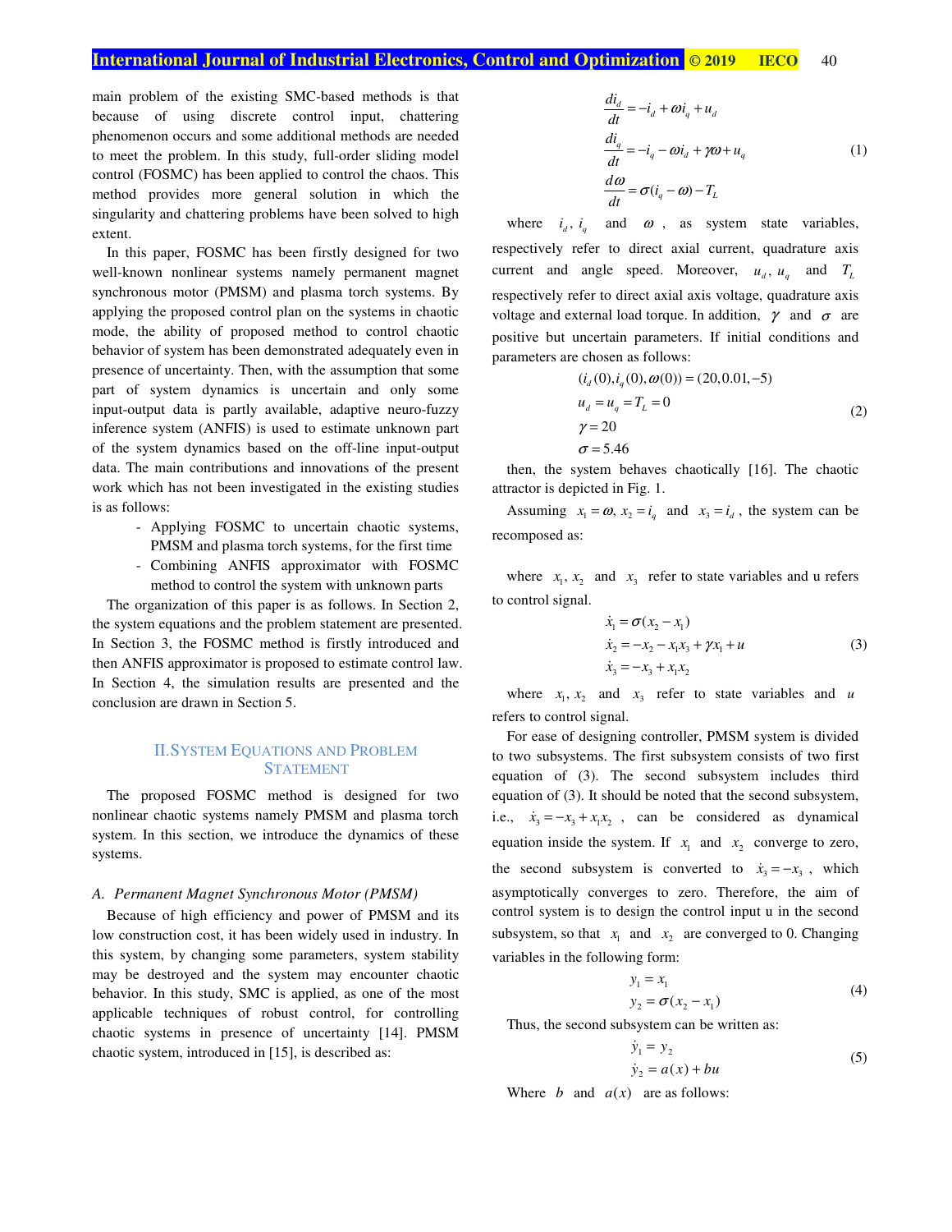main problem of the existing SMC-based methods is that because of using discrete control input, chattering phenomenon occurs and some additional methods are needed to meet the problem. In this study, full-order sliding model control (FOSMC) has been applied to control the chaos. This method provides more general solution in which the singularity and chattering problems have been solved to high extent.

In this paper, FOSMC has been firstly designed for two well-known nonlinear systems namely permanent magnet synchronous motor (PMSM) and plasma torch systems. By applying the proposed control plan on the systems in chaotic mode, the ability of proposed method to control chaotic behavior of system has been demonstrated adequately even in presence of uncertainty. Then, with the assumption that some part of system dynamics is uncertain and only some input-output data is partly available, adaptive neuro-fuzzy inference system (ANFIS) is used to estimate unknown part of the system dynamics based on the off-line input-output data. The main contributions and innovations of the present work which has not been investigated in the existing studies is as follows:

- Applying FOSMC to uncertain chaotic systems, PMSM and plasma torch systems, for the first time
- Combining ANFIS approximator with FOSMC method to control the system with unknown parts

The organization of this paper is as follows. In Section 2, the system equations and the problem statement are presented. In Section 3, the FOSMC method is firstly introduced and then ANFIS approximator is proposed to estimate control law. In Section 4, the simulation results are presented and the conclusion are drawn in Section 5.

## II. System Equations and Problem Statement

The proposed FOSMC method is designed for two nonlinear chaotic systems namely PMSM and plasma torch system. In this section, we introduce the dynamics of these systems.

### A. Permanent Magnet Synchronous Motor (PMSM)

Because of high efficiency and power of PMSM and its low construction cost, it has been widely used in industry. In this system, by changing some parameters, system stability may be destroyed and the system may encounter chaotic behavior. In this study, SMC is applied, as one of the most applicable techniques of robust control, for controlling chaotic systems in presence of uncertainty [14]. PMSM chaotic system, introduced in [15], is described as:

$$
\begin{aligned}
\frac{di_d}{dt} &= -i_d + \omega i_q + u_d \\
\frac{di_q}{dt} &= -i_q - \omega i_d + \gamma\omega + u_q \\
\frac{d\omega}{dt} &= \sigma(i_q - \omega) - T_L
\end{aligned}
\tag{1}
$$

where $i_d, i_q$ and $\omega$, as system state variables, respectively refer to direct axial current, quadrature axis current and angle speed. Moreover, $u_d, u_q$ and $T_L$ respectively refer to direct axial axis voltage, quadrature axis voltage and external load torque. In addition, $\gamma$ and $\sigma$ are positive but uncertain parameters. If initial conditions and parameters are chosen as follows:

$$
\begin{aligned}
&(i_d(0), i_q(0), \omega(0)) = (20, 0.01, -5) \\
&u_d = u_q = T_L = 0 \\
&\gamma = 20 \\
&\sigma = 5.46
\end{aligned}
\tag{2}
$$

then, the system behaves chaotically [16]. The chaotic attractor is depicted in Fig. 1.

Assuming $x_1 = \omega,\ x_2 = i_q$ and $x_3 = i_d$, the system can be recomposed as:

where $x_1, x_2$ and $x_3$ refer to state variables and u refers to control signal.

$$
\begin{aligned}
\dot{x}_1 &= \sigma(x_2 - x_1) \\
\dot{x}_2 &= -x_2 - x_1 x_3 + \gamma x_1 + u \\
\dot{x}_3 &= -x_3 + x_1 x_2
\end{aligned}
\tag{3}
$$

where $x_1, x_2$ and $x_3$ refer to state variables and $u$ refers to control signal.

For ease of designing controller, PMSM system is divided to two subsystems. The first subsystem consists of two first equation of (3). The second subsystem includes third equation of (3). It should be noted that the second subsystem, i.e., $\dot{x}_3 = -x_3 + x_1 x_2$, can be considered as dynamical equation inside the system. If $x_1$ and $x_2$ converge to zero, the second subsystem is converted to $\dot{x}_3 = -x_3$, which asymptotically converges to zero. Therefore, the aim of control system is to design the control input u in the second subsystem, so that $x_1$ and $x_2$ are converged to 0. Changing variables in the following form:

$$
\begin{aligned}
y_1 &= x_1 \\
y_2 &= \sigma(x_2 - x_1)
\end{aligned}
\tag{4}
$$

Thus, the second subsystem can be written as:

$$
\begin{aligned}
\dot{y}_1 &= y_2 \\
\dot{y}_2 &= a(x) + bu
\end{aligned}
\tag{5}
$$

Where $b$ and $a(x)$ are as follows: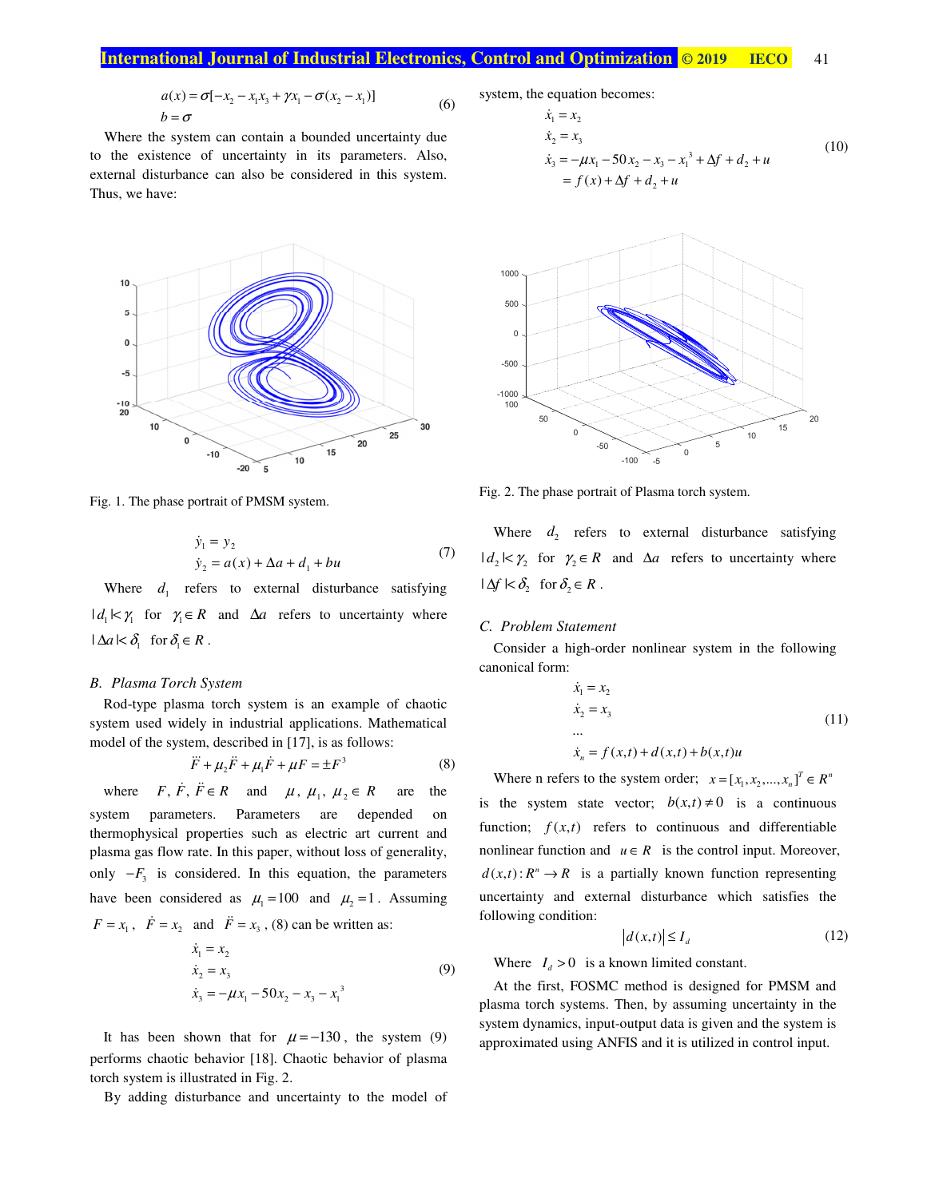$$a(x) = \sigma[-x_2 - x_1x_3 + \gamma x_1 - \sigma(x_2 - x_1)]$$
$$b = \sigma \tag{6}$$

Where the system can contain a bounded uncertainty due to the existence of uncertainty in its parameters. Also, external disturbance can also be considered in this system. Thus, we have:

10
5
0
-5
-10
20
10
0
-10
-20
5
10
15
20
25
30

Fig. 1. The phase portrait of PMSM system.

$$\dot{y}_1 = y_2$$
$$\dot{y}_2 = a(x) + \Delta a + d_1 + bu \tag{7}$$

Where $d_1$ refers to external disturbance satisfying $|d_1| < \gamma_1$ for $\gamma_1 \in R$ and $\Delta a$ refers to uncertainty where $|\Delta a| < \delta_1$ for $\delta_1 \in R$.

### B. Plasma Torch System

Rod-type plasma torch system is an example of chaotic system used widely in industrial applications. Mathematical model of the system, described in [17], is as follows:

$$\dddot{F} + \mu_2 \ddot{F} + \mu_1 \dot{F} + \mu F = \pm F^3 \tag{8}$$

where $F, \dot{F}, \ddot{F} \in R$ and $\mu$, $\mu_1$, $\mu_2 \in R$ are the system parameters. Parameters are depended on thermophysical properties such as electric art current and plasma gas flow rate. In this paper, without loss of generality, only $-F_3$ is considered. In this equation, the parameters have been considered as $\mu_1 = 100$ and $\mu_2 = 1$. Assuming $F = x_1$, $\dot{F} = x_2$ and $\ddot{F} = x_3$, (8) can be written as:

$$\dot{x}_1 = x_2$$
$$\dot{x}_2 = x_3 \tag{9}$$
$$\dot{x}_3 = -\mu x_1 - 50x_2 - x_3 - x_1^3$$

It has been shown that for $\mu = -130$, the system (9) performs chaotic behavior [18]. Chaotic behavior of plasma torch system is illustrated in Fig. 2.

By adding disturbance and uncertainty to the model of system, the equation becomes:

$$\dot{x}_1 = x_2$$
$$\dot{x}_2 = x_3$$
$$\dot{x}_3 = -\mu x_1 - 50x_2 - x_3 - x_1^3 + \Delta f + d_2 + u \tag{10}$$
$$= f(x) + \Delta f + d_2 + u$$

1000
500
0
-500
-1000
100
50
0
-50
-100
-5
0
5
10
15
20

Fig. 2. The phase portrait of Plasma torch system.

Where $d_2$ refers to external disturbance satisfying $|d_2| < \gamma_2$ for $\gamma_2 \in R$ and $\Delta a$ refers to uncertainty where $|\Delta f| < \delta_2$ for $\delta_2 \in R$.

### C. Problem Statement

Consider a high-order nonlinear system in the following canonical form:

$$\dot{x}_1 = x_2$$
$$\dot{x}_2 = x_3$$
$$\ldots \tag{11}$$
$$\dot{x}_n = f(x,t) + d(x,t) + b(x,t)u$$

Where n refers to the system order; $x = [x_1, x_2, ..., x_n]^T \in R^n$ is the system state vector; $b(x,t) \neq 0$ is a continuous function; $f(x,t)$ refers to continuous and differentiable nonlinear function and $u \in R$ is the control input. Moreover, $d(x,t): R^n \to R$ is a partially known function representing uncertainty and external disturbance which satisfies the following condition:

$$|d(x,t)| \leq I_d \tag{12}$$

Where $I_d > 0$ is a known limited constant.

At the first, FOSMC method is designed for PMSM and plasma torch systems. Then, by assuming uncertainty in the system dynamics, input-output data is given and the system is approximated using ANFIS and it is utilized in control input.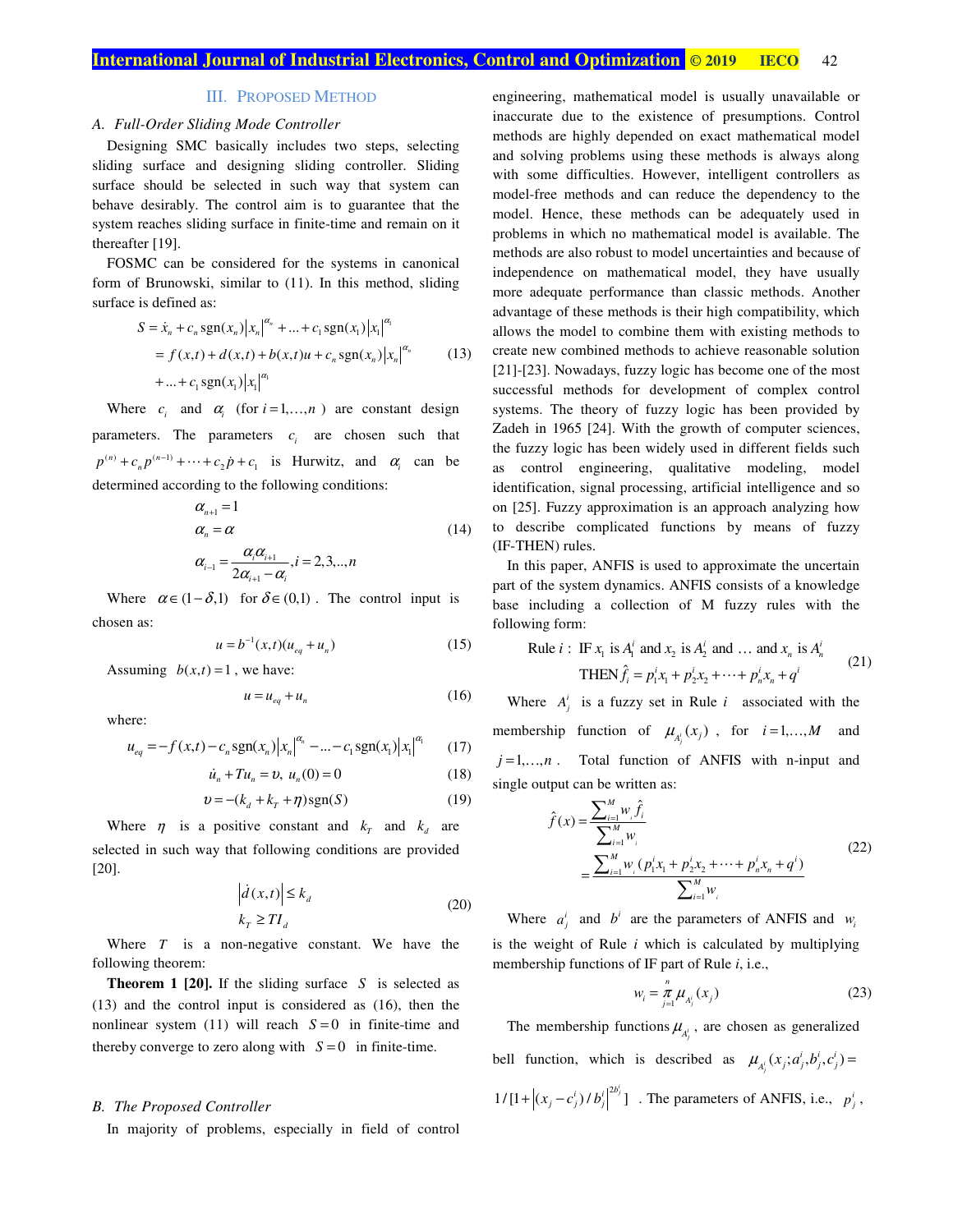## III. Proposed Method

### A. Full-Order Sliding Mode Controller

Designing SMC basically includes two steps, selecting sliding surface and designing sliding controller. Sliding surface should be selected in such way that system can behave desirably. The control aim is to guarantee that the system reaches sliding surface in finite-time and remain on it thereafter [19].

FOSMC can be considered for the systems in canonical form of Brunowski, similar to (11). In this method, sliding surface is defined as:

$$
\begin{aligned}
S &= \dot{x}_n + c_n \operatorname{sgn}(x_n)|x_n|^{\alpha_n} + \ldots + c_1 \operatorname{sgn}(x_1)|x_1|^{\alpha_1} \\
&= f(x,t) + d(x,t) + b(x,t)u + c_n \operatorname{sgn}(x_n)|x_n|^{\alpha_n} \\
&\quad + \ldots + c_1 \operatorname{sgn}(x_1)|x_1|^{\alpha_1}
\end{aligned}
\tag{13}
$$

Where $c_i$ and $\alpha_i$ (for $i = 1, \ldots, n$) are constant design parameters. The parameters $c_i$ are chosen such that $p^{(n)} + c_n p^{(n-1)} + \cdots + c_2 \dot{p} + c_1$ is Hurwitz, and $\alpha_i$ can be determined according to the following conditions:

$$
\begin{aligned}
&\alpha_{n+1} = 1 \\
&\alpha_n = \alpha \\
&\alpha_{i-1} = \frac{\alpha_i \alpha_{i+1}}{2\alpha_{i+1} - \alpha_i}, i = 2, 3, .., n
\end{aligned}
\tag{14}
$$

Where $\alpha \in (1-\delta, 1)$ for $\delta \in (0,1)$. The control input is chosen as:

$$
u = b^{-1}(x,t)(u_{eq} + u_n) \tag{15}
$$

Assuming $b(x,t) = 1$, we have:

$$
u = u_{eq} + u_n \tag{16}
$$

where:

$$
u_{eq} = -f(x,t) - c_n \operatorname{sgn}(x_n)|x_n|^{\alpha_n} - \ldots - c_1 \operatorname{sgn}(x_1)|x_1|^{\alpha_1} \tag{17}
$$

$$
\dot{u}_n + T u_n = \upsilon, \; u_n(0) = 0 \tag{18}
$$

$$
\upsilon = -(k_d + k_T + \eta)\operatorname{sgn}(S) \tag{19}
$$

Where $\eta$ is a positive constant and $k_T$ and $k_d$ are selected in such way that following conditions are provided [20].

$$
\begin{aligned}
&\left|\dot{d}(x,t)\right| \le k_d \\
&k_T \ge T I_d
\end{aligned}
\tag{20}
$$

Where $T$ is a non-negative constant. We have the following theorem:

**Theorem 1 [20].** If the sliding surface $S$ is selected as (13) and the control input is considered as (16), then the nonlinear system (11) will reach $S = 0$ in finite-time and thereby converge to zero along with $S = 0$ in finite-time.

### B. The Proposed Controller

In majority of problems, especially in field of control engineering, mathematical model is usually unavailable or inaccurate due to the existence of presumptions. Control methods are highly depended on exact mathematical model and solving problems using these methods is always along with some difficulties. However, intelligent controllers as model-free methods and can reduce the dependency to the model. Hence, these methods can be adequately used in problems in which no mathematical model is available. The methods are also robust to model uncertainties and because of independence on mathematical model, they have usually more adequate performance than classic methods. Another advantage of these methods is their high compatibility, which allows the model to combine them with existing methods to create new combined methods to achieve reasonable solution [21]-[23]. Nowadays, fuzzy logic has become one of the most successful methods for development of complex control systems. The theory of fuzzy logic has been provided by Zadeh in 1965 [24]. With the growth of computer sciences, the fuzzy logic has been widely used in different fields such as control engineering, qualitative modeling, model identification, signal processing, artificial intelligence and so on [25]. Fuzzy approximation is an approach analyzing how to describe complicated functions by means of fuzzy (IF-THEN) rules.

In this paper, ANFIS is used to approximate the uncertain part of the system dynamics. ANFIS consists of a knowledge base including a collection of M fuzzy rules with the following form:

$$
\begin{aligned}
&\text{Rule } i: \text{ IF } x_1 \text{ is } A_1^i \text{ and } x_2 \text{ is } A_2^i \text{ and } \ldots \text{ and } x_n \text{ is } A_n^i \\
&\qquad \text{THEN } \hat{f}_i = p_1^i x_1 + p_2^i x_2 + \cdots + p_n^i x_n + q^i
\end{aligned}
\tag{21}
$$

Where $A_j^i$ is a fuzzy set in Rule $i$ associated with the membership function of $\mu_{A_j^i}(x_j)$, for $i = 1, \ldots, M$ and $j = 1, \ldots, n$. Total function of ANFIS with n-input and single output can be written as:

$$
\begin{aligned}
\hat{f}(x) &= \frac{\sum_{i=1}^{M} w_i \hat{f}_i}{\sum_{i=1}^{M} w_i} \\
&= \frac{\sum_{i=1}^{M} w_i (p_1^i x_1 + p_2^i x_2 + \cdots + p_n^i x_n + q^i)}{\sum_{i=1}^{M} w_i}
\end{aligned}
\tag{22}
$$

Where $a_j^i$ and $b^i$ are the parameters of ANFIS and $w_i$ is the weight of Rule $i$ which is calculated by multiplying membership functions of IF part of Rule $i$, i.e.,

$$
w_i = \prod_{j=1}^{n} \mu_{A_j^i}(x_j) \tag{23}
$$

The membership functions $\mu_{A_j^i}$, are chosen as generalized bell function, which is described as $\mu_{A_j^i}(x_j; a_j^i, b_j^i, c_j^i) = 1/[1 + |(x_j - c_j^i)/b_j^i|^{2b_j^i}]$. The parameters of ANFIS, i.e., $p_j^i$,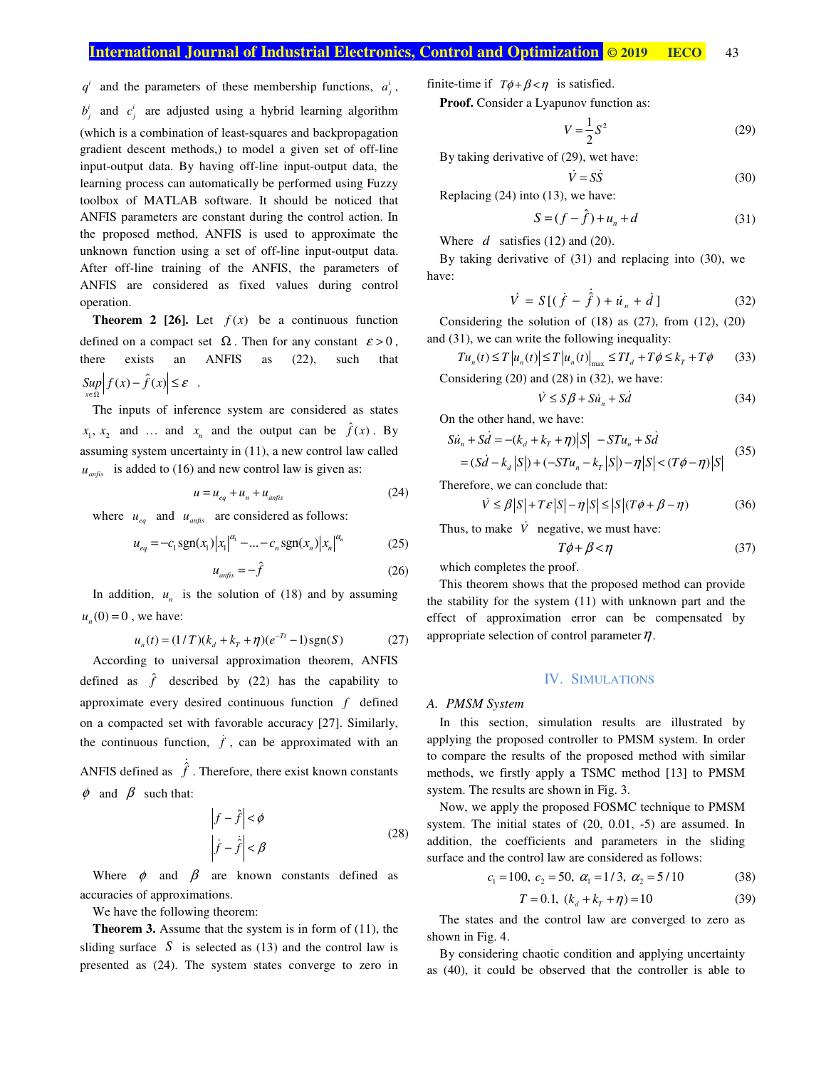$q^i$ and the parameters of these membership functions, $a_j^i$, $b_j^i$ and $c_j^i$ are adjusted using a hybrid learning algorithm (which is a combination of least-squares and backpropagation gradient descent methods,) to model a given set of off-line input-output data. By having off-line input-output data, the learning process can automatically be performed using Fuzzy toolbox of MATLAB software. It should be noticed that ANFIS parameters are constant during the control action. In the proposed method, ANFIS is used to approximate the unknown function using a set of off-line input-output data. After off-line training of the ANFIS, the parameters of ANFIS are considered as fixed values during control operation.

**Theorem 2 [26].** Let $f(x)$ be a continuous function defined on a compact set $\Omega$. Then for any constant $\varepsilon > 0$, there exists an ANFIS as (22), such that $\underset{x\in\Omega}{Sup}\left|f(x)-\hat{f}(x)\right| \le \varepsilon$ .

The inputs of inference system are considered as states $x_1$, $x_2$ and … and $x_n$ and the output can be $\hat{f}(x)$. By assuming system uncertainty in (11), a new control law called $u_{anfis}$ is added to (16) and new control law is given as:

$$u = u_{eq} + u_n + u_{anfis} \tag{24}$$

where $u_{eq}$ and $u_{anfis}$ are considered as follows:

$$u_{eq} = -c_1 \operatorname{sgn}(x_1)\left|x_1\right|^{\alpha_1} - \ldots - c_n \operatorname{sgn}(x_n)\left|x_n\right|^{\alpha_n} \tag{25}$$

$$u_{anfis} = -\hat{f} \tag{26}$$

In addition, $u_n$ is the solution of (18) and by assuming $u_n(0) = 0$, we have:

$$u_n(t) = (1/T)(k_d + k_T + \eta)(e^{-Tt} - 1)\operatorname{sgn}(S) \tag{27}$$

According to universal approximation theorem, ANFIS defined as $\hat{f}$ described by (22) has the capability to approximate every desired continuous function $f$ defined on a compacted set with favorable accuracy [27]. Similarly, the continuous function, $\dot{f}$, can be approximated with an ANFIS defined as $\dot{\hat{f}}$. Therefore, there exist known constants $\phi$ and $\beta$ such that:

$$\begin{aligned} \left|f - \hat{f}\right| &< \phi \\ \left|\dot{f} - \dot{\hat{f}}\right| &< \beta \end{aligned} \tag{28}$$

Where $\phi$ and $\beta$ are known constants defined as accuracies of approximations.

We have the following theorem:

**Theorem 3.** Assume that the system is in form of (11), the sliding surface $S$ is selected as (13) and the control law is presented as (24). The system states converge to zero in finite-time if $T\phi + \beta < \eta$ is satisfied.

**Proof.** Consider a Lyapunov function as:

$$V = \frac{1}{2}S^2 \tag{29}$$

By taking derivative of (29), wet have:

$$\dot{V} = S\dot{S} \tag{30}$$

Replacing (24) into (13), we have:

$$S = (f - \hat{f}) + u_n + d \tag{31}$$

Where $d$ satisfies (12) and (20).

By taking derivative of (31) and replacing into (30), we have:

$$\dot{V} = S[(\dot{f} - \dot{\hat{f}}) + \dot{u}_n + \dot{d}] \tag{32}$$

Considering the solution of (18) as (27), from (12), (20) and (31), we can write the following inequality:

$$Tu_n(t) \le T\left|u_n(t)\right| \le T\left|u_n(t)\right|_{\max} \le Tl_d + T\phi \le k_T + T\phi \tag{33}$$

Considering (20) and (28) in (32), we have:

$$\dot{V} \le S\beta + S\dot{u}_n + S\dot{d} \tag{34}$$

On the other hand, we have:

$$\begin{aligned} S\dot{u}_n + S\dot{d} &= -(k_d + k_T + \eta)\left|S\right| - STu_n + S\dot{d} \\ &= (S\dot{d} - k_d\left|S\right|) + (-STu_n - k_T\left|S\right|) - \eta\left|S\right| < (T\phi - \eta)\left|S\right| \end{aligned} \tag{35}$$

Therefore, we can conclude that:

$$\dot{V} \le \beta\left|S\right| + T\varepsilon\left|S\right| - \eta\left|S\right| \le \left|S\right|(T\phi + \beta - \eta) \tag{36}$$

Thus, to make $\dot{V}$ negative, we must have:

$$T\phi + \beta < \eta \tag{37}$$

which completes the proof.

This theorem shows that the proposed method can provide the stability for the system (11) with unknown part and the effect of approximation error can be compensated by appropriate selection of control parameter $\eta$.

## IV. Simulations

### A. PMSM System

In this section, simulation results are illustrated by applying the proposed controller to PMSM system. In order to compare the results of the proposed method with similar methods, we firstly apply a TSMC method [13] to PMSM system. The results are shown in Fig. 3.

Now, we apply the proposed FOSMC technique to PMSM system. The initial states of (20, 0.01, -5) are assumed. In addition, the coefficients and parameters in the sliding surface and the control law are considered as follows:

$$c_1 = 100,\; c_2 = 50,\; \alpha_1 = 1/3,\; \alpha_2 = 5/10 \tag{38}$$

$$T = 0.1,\; (k_d + k_T + \eta) = 10 \tag{39}$$

The states and the control law are converged to zero as shown in Fig. 4.

By considering chaotic condition and applying uncertainty as (40), it could be observed that the controller is able to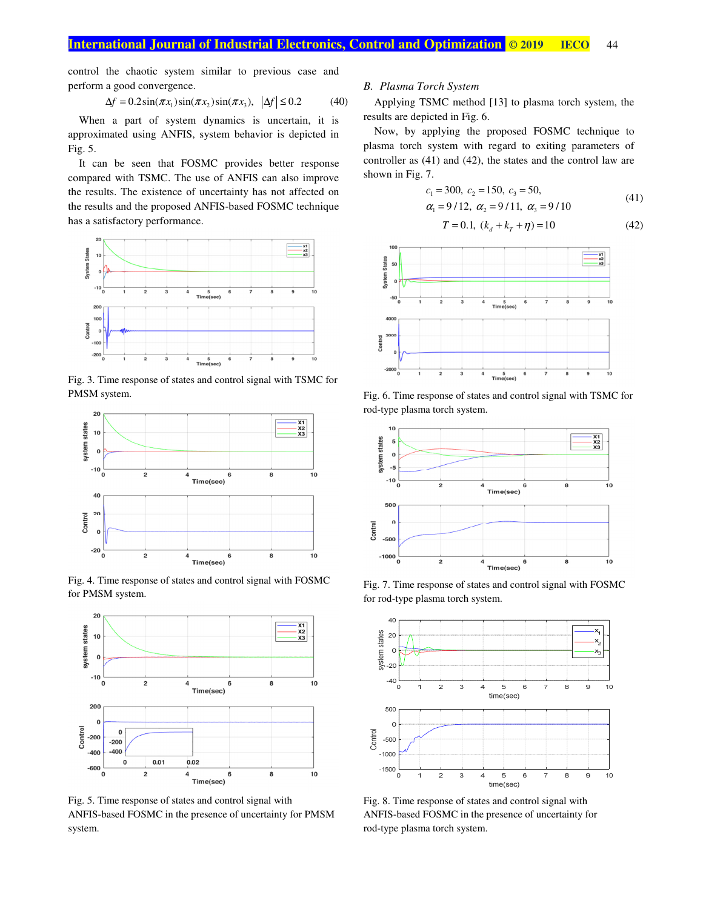control the chaotic system similar to previous case and perform a good convergence.

$$\Delta f = 0.2\sin(\pi x_1)\sin(\pi x_2)\sin(\pi x_3), \quad |\Delta f| \le 0.2 \tag{40}$$

When a part of system dynamics is uncertain, it is approximated using ANFIS, system behavior is depicted in Fig. 5.

It can be seen that FOSMC provides better response compared with TSMC. The use of ANFIS can also improve the results. The existence of uncertainty has not affected on the results and the proposed ANFIS-based FOSMC technique has a satisfactory performance.

Fig. 3. Time response of states and control signal with TSMC for PMSM system.

Fig. 4. Time response of states and control signal with FOSMC for PMSM system.

Fig. 5. Time response of states and control signal with ANFIS-based FOSMC in the presence of uncertainty for PMSM system.

### B. Plasma Torch System

Applying TSMC method [13] to plasma torch system, the results are depicted in Fig. 6.

Now, by applying the proposed FOSMC technique to plasma torch system with regard to exiting parameters of controller as (41) and (42), the states and the control law are shown in Fig. 7.

$$c_1 = 300,\ c_2 = 150,\ c_3 = 50, \quad \alpha_1 = 9/12,\ \alpha_2 = 9/11,\ \alpha_3 = 9/10 \tag{41}$$

$$T = 0.1,\ (k_d + k_T + \eta) = 10 \tag{42}$$

Fig. 6. Time response of states and control signal with TSMC for rod-type plasma torch system.

Fig. 7. Time response of states and control signal with FOSMC for rod-type plasma torch system.

Fig. 8. Time response of states and control signal with ANFIS-based FOSMC in the presence of uncertainty for rod-type plasma torch system.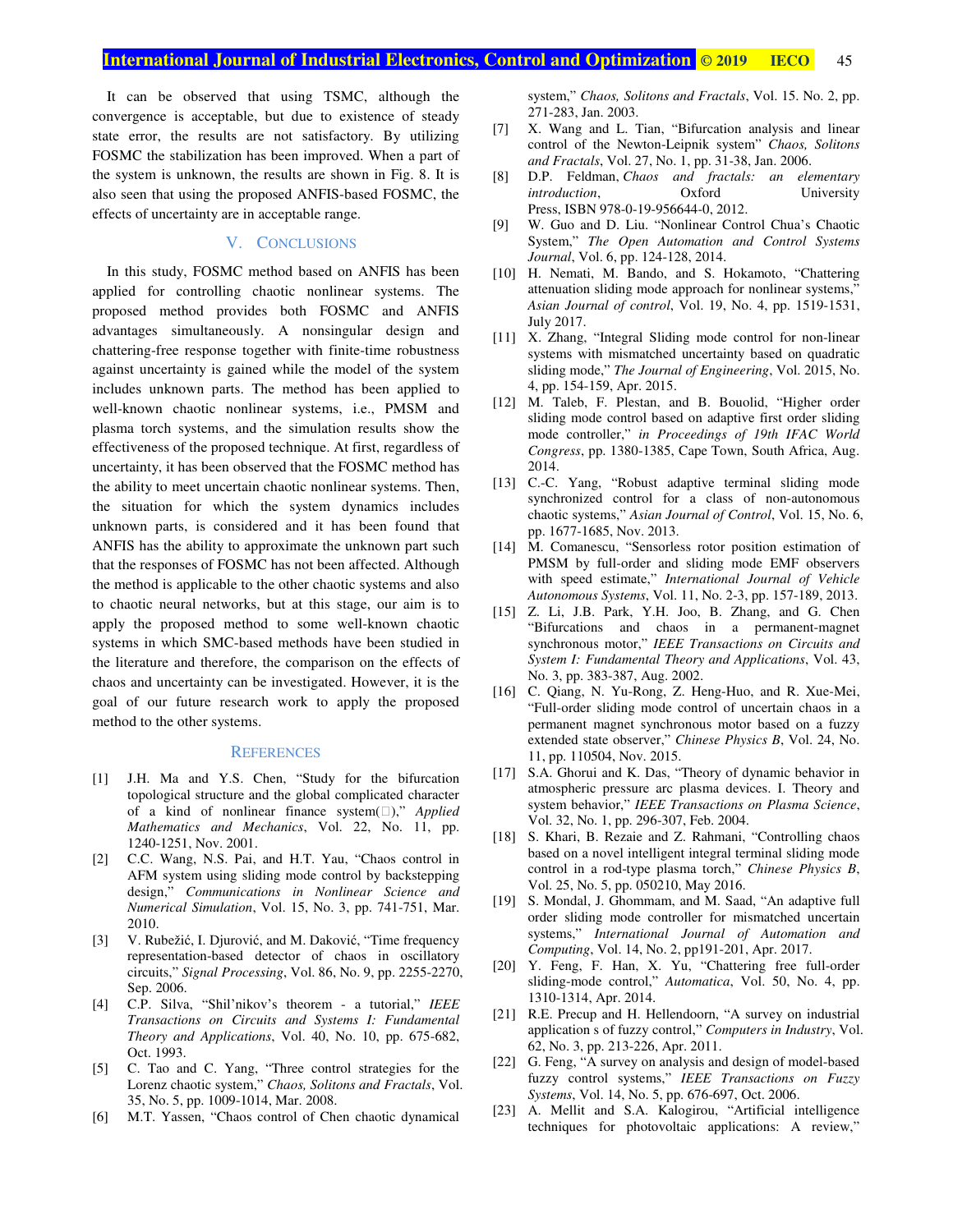It can be observed that using TSMC, although the convergence is acceptable, but due to existence of steady state error, the results are not satisfactory. By utilizing FOSMC the stabilization has been improved. When a part of the system is unknown, the results are shown in Fig. 8. It is also seen that using the proposed ANFIS-based FOSMC, the effects of uncertainty are in acceptable range.

## V. Conclusions

In this study, FOSMC method based on ANFIS has been applied for controlling chaotic nonlinear systems. The proposed method provides both FOSMC and ANFIS advantages simultaneously. A nonsingular design and chattering-free response together with finite-time robustness against uncertainty is gained while the model of the system includes unknown parts. The method has been applied to well-known chaotic nonlinear systems, i.e., PMSM and plasma torch systems, and the simulation results show the effectiveness of the proposed technique. At first, regardless of uncertainty, it has been observed that the FOSMC method has the ability to meet uncertain chaotic nonlinear systems. Then, the situation for which the system dynamics includes unknown parts, is considered and it has been found that ANFIS has the ability to approximate the unknown part such that the responses of FOSMC has not been affected. Although the method is applicable to the other chaotic systems and also to chaotic neural networks, but at this stage, our aim is to apply the proposed method to some well-known chaotic systems in which SMC-based methods have been studied in the literature and therefore, the comparison on the effects of chaos and uncertainty can be investigated. However, it is the goal of our future research work to apply the proposed method to the other systems.

## References

[1] J.H. Ma and Y.S. Chen, "Study for the bifurcation topological structure and the global complicated character of a kind of nonlinear finance system(□)," *Applied Mathematics and Mechanics*, Vol. 22, No. 11, pp. 1240-1251, Nov. 2001.

[2] C.C. Wang, N.S. Pai, and H.T. Yau, "Chaos control in AFM system using sliding mode control by backstepping design," *Communications in Nonlinear Science and Numerical Simulation*, Vol. 15, No. 3, pp. 741-751, Mar. 2010.

[3] V. Rubežić, I. Djurović, and M. Daković, "Time frequency representation-based detector of chaos in oscillatory circuits," *Signal Processing*, Vol. 86, No. 9, pp. 2255-2270, Sep. 2006.

[4] C.P. Silva, "Shil'nikov's theorem - a tutorial," *IEEE Transactions on Circuits and Systems I: Fundamental Theory and Applications*, Vol. 40, No. 10, pp. 675-682, Oct. 1993.

[5] C. Tao and C. Yang, "Three control strategies for the Lorenz chaotic system," *Chaos, Solitons and Fractals*, Vol. 35, No. 5, pp. 1009-1014, Mar. 2008.

[6] M.T. Yassen, "Chaos control of Chen chaotic dynamical system," *Chaos, Solitons and Fractals*, Vol. 15. No. 2, pp. 271-283, Jan. 2003.

[7] X. Wang and L. Tian, "Bifurcation analysis and linear control of the Newton-Leipnik system" *Chaos, Solitons and Fractals*, Vol. 27, No. 1, pp. 31-38, Jan. 2006.

[8] D.P. Feldman, *Chaos and fractals: an elementary introduction*, Oxford University Press, ISBN 978-0-19-956644-0, 2012.

[9] W. Guo and D. Liu. "Nonlinear Control Chua's Chaotic System," *The Open Automation and Control Systems Journal*, Vol. 6, pp. 124-128, 2014.

[10] H. Nemati, M. Bando, and S. Hokamoto, "Chattering attenuation sliding mode approach for nonlinear systems," *Asian Journal of control*, Vol. 19, No. 4, pp. 1519-1531, July 2017.

[11] X. Zhang, "Integral Sliding mode control for non-linear systems with mismatched uncertainty based on quadratic sliding mode," *The Journal of Engineering*, Vol. 2015, No. 4, pp. 154-159, Apr. 2015.

[12] M. Taleb, F. Plestan, and B. Bouolid, "Higher order sliding mode control based on adaptive first order sliding mode controller," *in Proceedings of 19th IFAC World Congress*, pp. 1380-1385, Cape Town, South Africa, Aug. 2014.

[13] C.-C. Yang, "Robust adaptive terminal sliding mode synchronized control for a class of non-autonomous chaotic systems," *Asian Journal of Control*, Vol. 15, No. 6, pp. 1677-1685, Nov. 2013.

[14] M. Comanescu, "Sensorless rotor position estimation of PMSM by full-order and sliding mode EMF observers with speed estimate," *International Journal of Vehicle Autonomous Systems*, Vol. 11, No. 2-3, pp. 157-189, 2013.

[15] Z. Li, J.B. Park, Y.H. Joo, B. Zhang, and G. Chen "Bifurcations and chaos in a permanent-magnet synchronous motor," *IEEE Transactions on Circuits and System I: Fundamental Theory and Applications*, Vol. 43, No. 3, pp. 383-387, Aug. 2002.

[16] C. Qiang, N. Yu-Rong, Z. Heng-Huo, and R. Xue-Mei, "Full-order sliding mode control of uncertain chaos in a permanent magnet synchronous motor based on a fuzzy extended state observer," *Chinese Physics B*, Vol. 24, No. 11, pp. 110504, Nov. 2015.

[17] S.A. Ghorui and K. Das, "Theory of dynamic behavior in atmospheric pressure arc plasma devices. I. Theory and system behavior," *IEEE Transactions on Plasma Science*, Vol. 32, No. 1, pp. 296-307, Feb. 2004.

[18] S. Khari, B. Rezaie and Z. Rahmani, "Controlling chaos based on a novel intelligent integral terminal sliding mode control in a rod-type plasma torch," *Chinese Physics B*, Vol. 25, No. 5, pp. 050210, May 2016.

[19] S. Mondal, J. Ghommam, and M. Saad, "An adaptive full order sliding mode controller for mismatched uncertain systems," *International Journal of Automation and Computing*, Vol. 14, No. 2, pp191-201, Apr. 2017.

[20] Y. Feng, F. Han, X. Yu, "Chattering free full-order sliding-mode control," *Automatica*, Vol. 50, No. 4, pp. 1310-1314, Apr. 2014.

[21] R.E. Precup and H. Hellendoorn, "A survey on industrial application s of fuzzy control," *Computers in Industry*, Vol. 62, No. 3, pp. 213-226, Apr. 2011.

[22] G. Feng, "A survey on analysis and design of model-based fuzzy control systems," *IEEE Transactions on Fuzzy Systems*, Vol. 14, No. 5, pp. 676-697, Oct. 2006.

[23] A. Mellit and S.A. Kalogirou, "Artificial intelligence techniques for photovoltaic applications: A review,"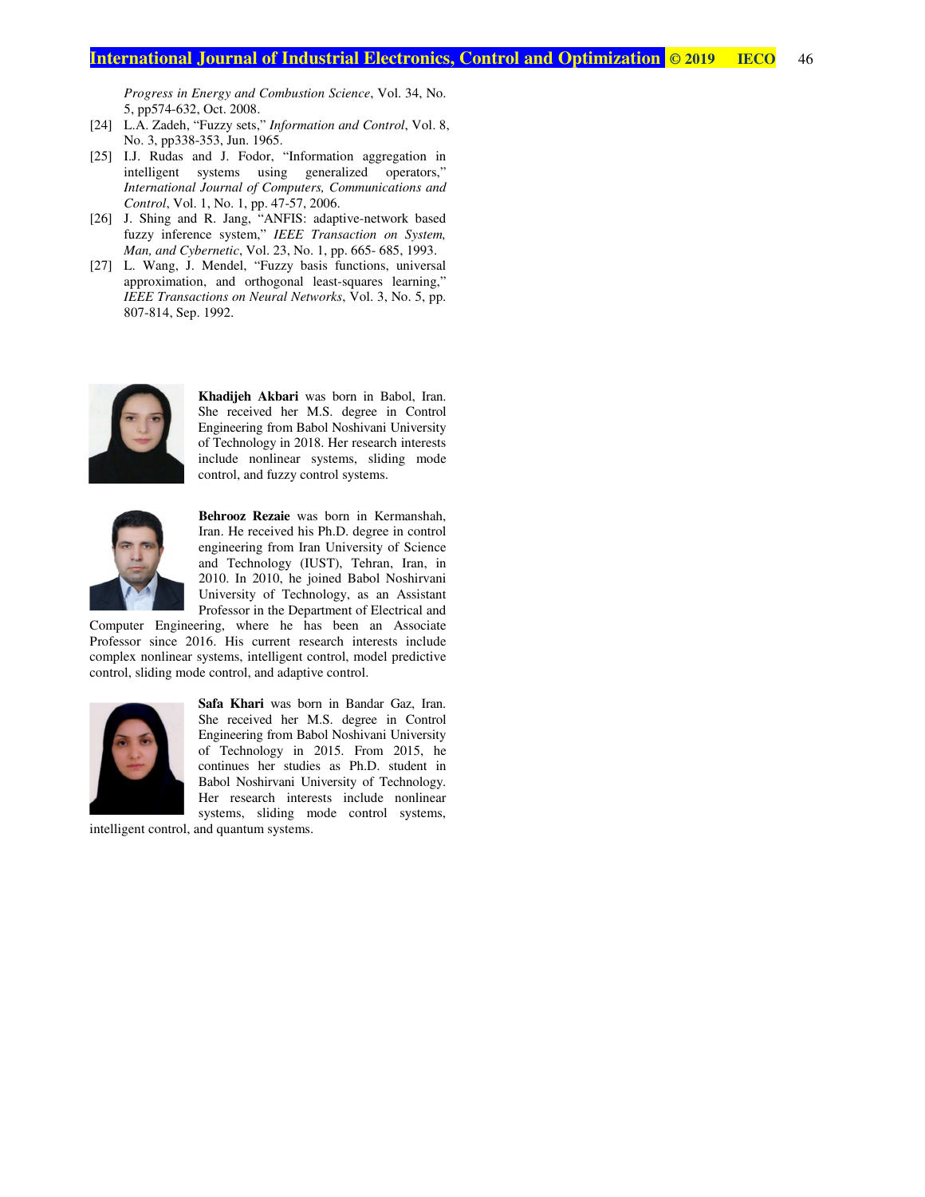*Progress in Energy and Combustion Science*, Vol. 34, No. 5, pp574-632, Oct. 2008.

[24] L.A. Zadeh, "Fuzzy sets," *Information and Control*, Vol. 8, No. 3, pp338-353, Jun. 1965.

[25] I.J. Rudas and J. Fodor, "Information aggregation in intelligent systems using generalized operators," *International Journal of Computers, Communications and Control*, Vol. 1, No. 1, pp. 47-57, 2006.

[26] J. Shing and R. Jang, "ANFIS: adaptive-network based fuzzy inference system," *IEEE Transaction on System, Man, and Cybernetic*, Vol. 23, No. 1, pp. 665- 685, 1993.

[27] L. Wang, J. Mendel, "Fuzzy basis functions, universal approximation, and orthogonal least-squares learning," *IEEE Transactions on Neural Networks*, Vol. 3, No. 5, pp. 807-814, Sep. 1992.

**Khadijeh Akbari** was born in Babol, Iran. She received her M.S. degree in Control Engineering from Babol Noshivani University of Technology in 2018. Her research interests include nonlinear systems, sliding mode control, and fuzzy control systems.

**Behrooz Rezaie** was born in Kermanshah, Iran. He received his Ph.D. degree in control engineering from Iran University of Science and Technology (IUST), Tehran, Iran, in 2010. In 2010, he joined Babol Noshirvani University of Technology, as an Assistant Professor in the Department of Electrical and Computer Engineering, where he has been an Associate Professor since 2016. His current research interests include complex nonlinear systems, intelligent control, model predictive control, sliding mode control, and adaptive control.

**Safa Khari** was born in Bandar Gaz, Iran. She received her M.S. degree in Control Engineering from Babol Noshivani University of Technology in 2015. From 2015, he continues her studies as Ph.D. student in Babol Noshirvani University of Technology. Her research interests include nonlinear systems, sliding mode control systems, intelligent control, and quantum systems.